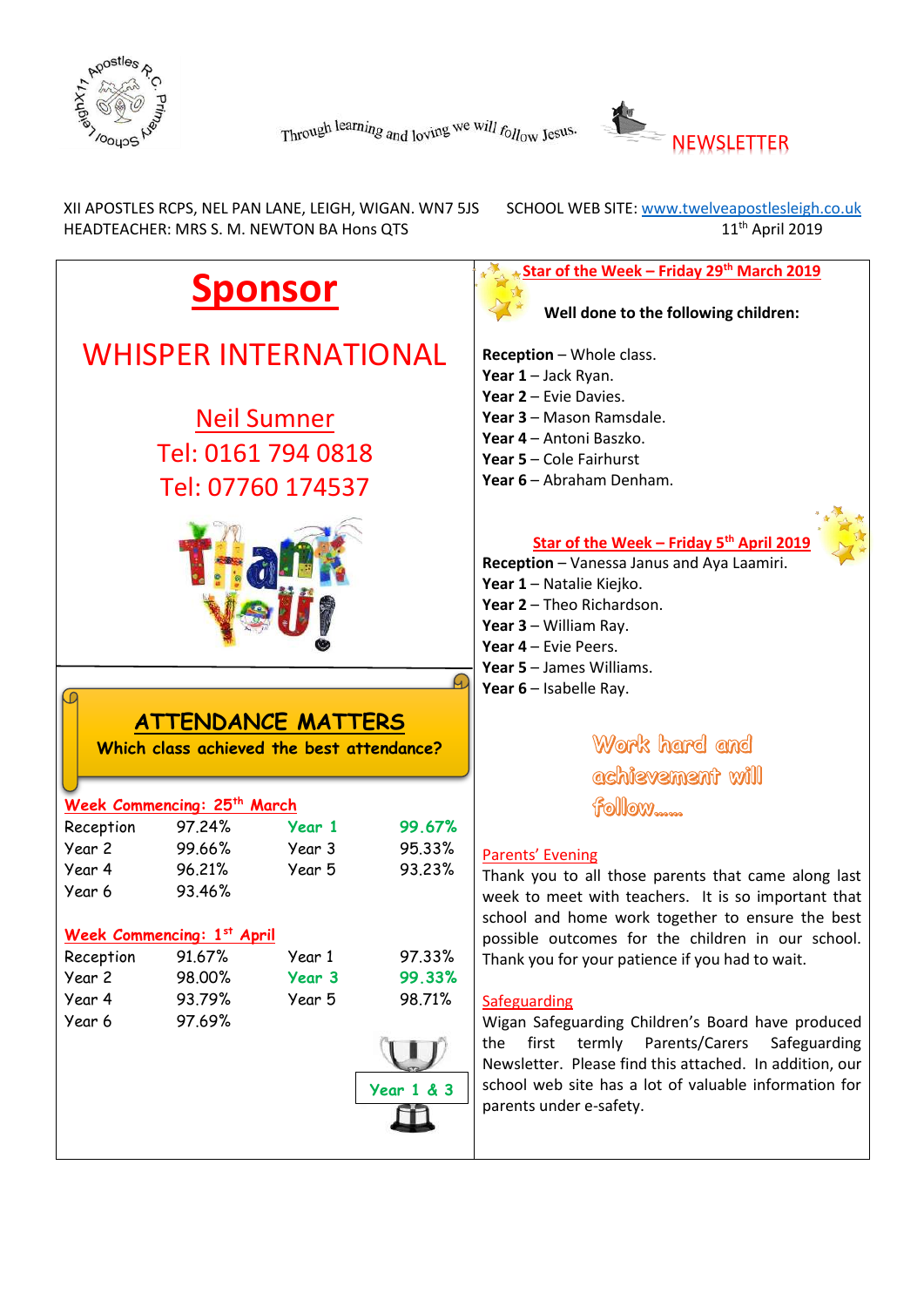Through learning and loving we will follow Jesus.

# NEWSLETTER

XII APOSTLES RCPS, NEL PAN LANE, LEIGH, WIGAN. WN7 5JS
HEADTEACHER: MRS S. M. NEWTON BA Hons QTS

SCHOOL WEB SITE: www.twelveapostlesleigh.co.uk
11th April 2019

## Sponsor

**WHISPER INTERNATIONAL**

Neil Sumner
Tel: 0161 794 0818
Tel: 07760 174537

## ATTENDANCE MATTERS

**Which class achieved the best attendance?**

**Week Commencing: 25th March**

| | | | |
|---|---|---|---|
| Reception | 97.24% | **Year 1** | **99.67%** |
| Year 2 | 99.66% | Year 3 | 95.33% |
| Year 4 | 96.21% | Year 5 | 93.23% |
| Year 6 | 93.46% | | |

**Week Commencing: 1st April**

| | | | |
|---|---|---|---|
| Reception | 91.67% | Year 1 | 97.33% |
| Year 2 | 98.00% | **Year 3** | **99.33%** |
| Year 4 | 93.79% | Year 5 | 98.71% |
| Year 6 | 97.69% | | |

**Year 1 & 3**

## Star of the Week – Friday 29th March 2019

**Well done to the following children:**

**Reception** – Whole class.
**Year 1** – Jack Ryan.
**Year 2** – Evie Davies.
**Year 3** – Mason Ramsdale.
**Year 4** – Antoni Baszko.
**Year 5** – Cole Fairhurst
**Year 6** – Abraham Denham.

## Star of the Week – Friday 5th April 2019

**Reception** – Vanessa Janus and Aya Laamiri.
**Year 1** – Natalie Kiejko.
**Year 2** – Theo Richardson.
**Year 3** – William Ray.
**Year 4** – Evie Peers.
**Year 5** – James Williams.
**Year 6** – Isabelle Ray.

*Work hard and achievement will follow……*

### Parents' Evening

Thank you to all those parents that came along last week to meet with teachers. It is so important that school and home work together to ensure the best possible outcomes for the children in our school. Thank you for your patience if you had to wait.

### Safeguarding

Wigan Safeguarding Children's Board have produced the first termly Parents/Carers Safeguarding Newsletter. Please find this attached. In addition, our school web site has a lot of valuable information for parents under e-safety.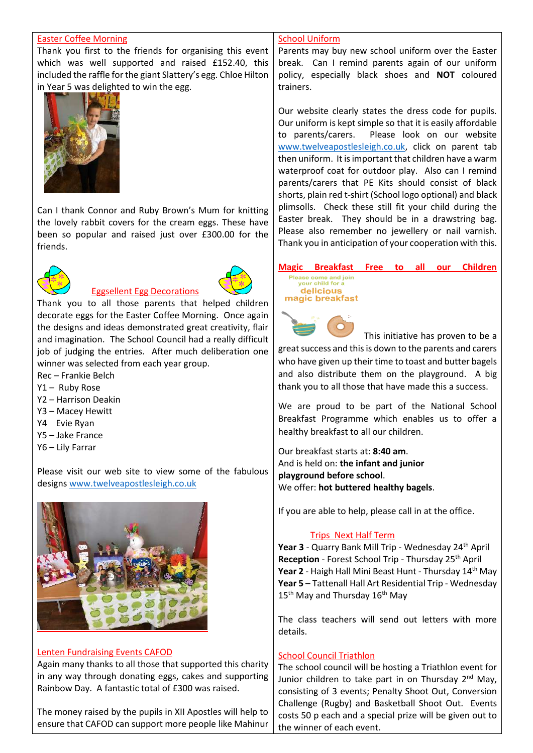## Easter Coffee Morning

Thank you first to the friends for organising this event which was well supported and raised £152.40, this included the raffle for the giant Slattery's egg. Chloe Hilton in Year 5 was delighted to win the egg.

Can I thank Connor and Ruby Brown's Mum for knitting the lovely rabbit covers for the cream eggs. These have been so popular and raised just over £300.00 for the friends.

## Eggsellent Egg Decorations

Thank you to all those parents that helped children decorate eggs for the Easter Coffee Morning. Once again the designs and ideas demonstrated great creativity, flair and imagination. The School Council had a really difficult job of judging the entries. After much deliberation one winner was selected from each year group.

Rec – Frankie Belch
Y1 – Ruby Rose
Y2 – Harrison Deakin
Y3 – Macey Hewitt
Y4 Evie Ryan
Y5 – Jake France
Y6 – Lily Farrar

Please visit our web site to view some of the fabulous designs www.twelveapostlesleigh.co.uk

## Lenten Fundraising Events CAFOD

Again many thanks to all those that supported this charity in any way through donating eggs, cakes and supporting Rainbow Day. A fantastic total of £300 was raised.

The money raised by the pupils in XII Apostles will help to ensure that CAFOD can support more people like Mahinur

## School Uniform

Parents may buy new school uniform over the Easter break. Can I remind parents again of our uniform policy, especially black shoes and **NOT** coloured trainers.

Our website clearly states the dress code for pupils. Our uniform is kept simple so that it is easily affordable to parents/carers. Please look on our website www.twelveapostlesleigh.co.uk, click on parent tab then uniform. It is important that children have a warm waterproof coat for outdoor play. Also can I remind parents/carers that PE Kits should consist of black shorts, plain red t-shirt (School logo optional) and black plimsolls. Check these still fit your child during the Easter break. They should be in a drawstring bag. Please also remember no jewellery or nail varnish. Thank you in anticipation of your cooperation with this.

## Magic Breakfast Free to all our Children

Please come and join your child for a delicious magic breakfast

This initiative has proven to be a great success and this is down to the parents and carers who have given up their time to toast and butter bagels and also distribute them on the playground. A big thank you to all those that have made this a success.

We are proud to be part of the National School Breakfast Programme which enables us to offer a healthy breakfast to all our children.

Our breakfast starts at: **8:40 am**.
And is held on: **the infant and junior playground before school**.
We offer: **hot buttered healthy bagels**.

If you are able to help, please call in at the office.

## Trips Next Half Term

**Year 3** - Quarry Bank Mill Trip - Wednesday 24th April
**Reception** - Forest School Trip - Thursday 25th April
**Year 2** - Haigh Hall Mini Beast Hunt - Thursday 14th May
**Year 5** – Tattenall Hall Art Residential Trip - Wednesday 15th May and Thursday 16th May

The class teachers will send out letters with more details.

## School Council Triathlon

The school council will be hosting a Triathlon event for Junior children to take part in on Thursday 2nd May, consisting of 3 events; Penalty Shoot Out, Conversion Challenge (Rugby) and Basketball Shoot Out. Events costs 50 p each and a special prize will be given out to the winner of each event.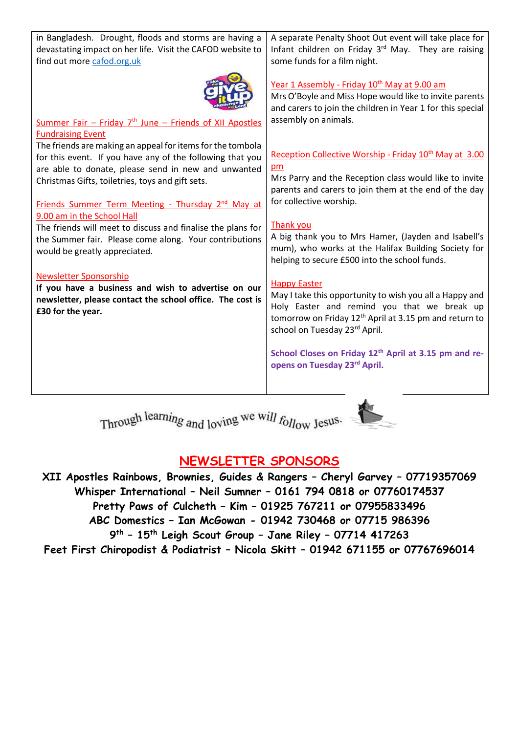in Bangladesh. Drought, floods and storms are having a devastating impact on her life. Visit the CAFOD website to find out more [cafod.org.uk](cafod.org.uk)

Summer Fair – Friday 7th June – Friends of XII Apostles Fundraising Event

The friends are making an appeal for items for the tombola for this event. If you have any of the following that you are able to donate, please send in new and unwanted Christmas Gifts, toiletries, toys and gift sets.

Friends Summer Term Meeting - Thursday 2nd May at 9.00 am in the School Hall

The friends will meet to discuss and finalise the plans for the Summer fair. Please come along. Your contributions would be greatly appreciated.

Newsletter Sponsorship

**If you have a business and wish to advertise on our newsletter, please contact the school office. The cost is £30 for the year.**

A separate Penalty Shoot Out event will take place for Infant children on Friday 3rd May. They are raising some funds for a film night.

Year 1 Assembly - Friday 10th May at 9.00 am

Mrs O'Boyle and Miss Hope would like to invite parents and carers to join the children in Year 1 for this special assembly on animals.

Reception Collective Worship - Friday 10th May at 3.00 pm

Mrs Parry and the Reception class would like to invite parents and carers to join them at the end of the day for collective worship.

Thank you

A big thank you to Mrs Hamer, (Jayden and Isabell's mum), who works at the Halifax Building Society for helping to secure £500 into the school funds.

Happy Easter

May I take this opportunity to wish you all a Happy and Holy Easter and remind you that we break up tomorrow on Friday 12th April at 3.15 pm and return to school on Tuesday 23rd April.

**School Closes on Friday 12th April at 3.15 pm and re-opens on Tuesday 23rd April.**

Through learning and loving we will follow Jesus.

## NEWSLETTER SPONSORS

**XII Apostles Rainbows, Brownies, Guides & Rangers – Cheryl Garvey – 07719357069**
**Whisper International – Neil Sumner – 0161 794 0818 or 07760174537**
**Pretty Paws of Culcheth – Kim – 01925 767211 or 07955833496**
**ABC Domestics – Ian McGowan - 01942 730468 or 07715 986396**
**9th – 15th Leigh Scout Group – Jane Riley – 07714 417263**
**Feet First Chiropodist & Podiatrist – Nicola Skitt – 01942 671155 or 07767696014**